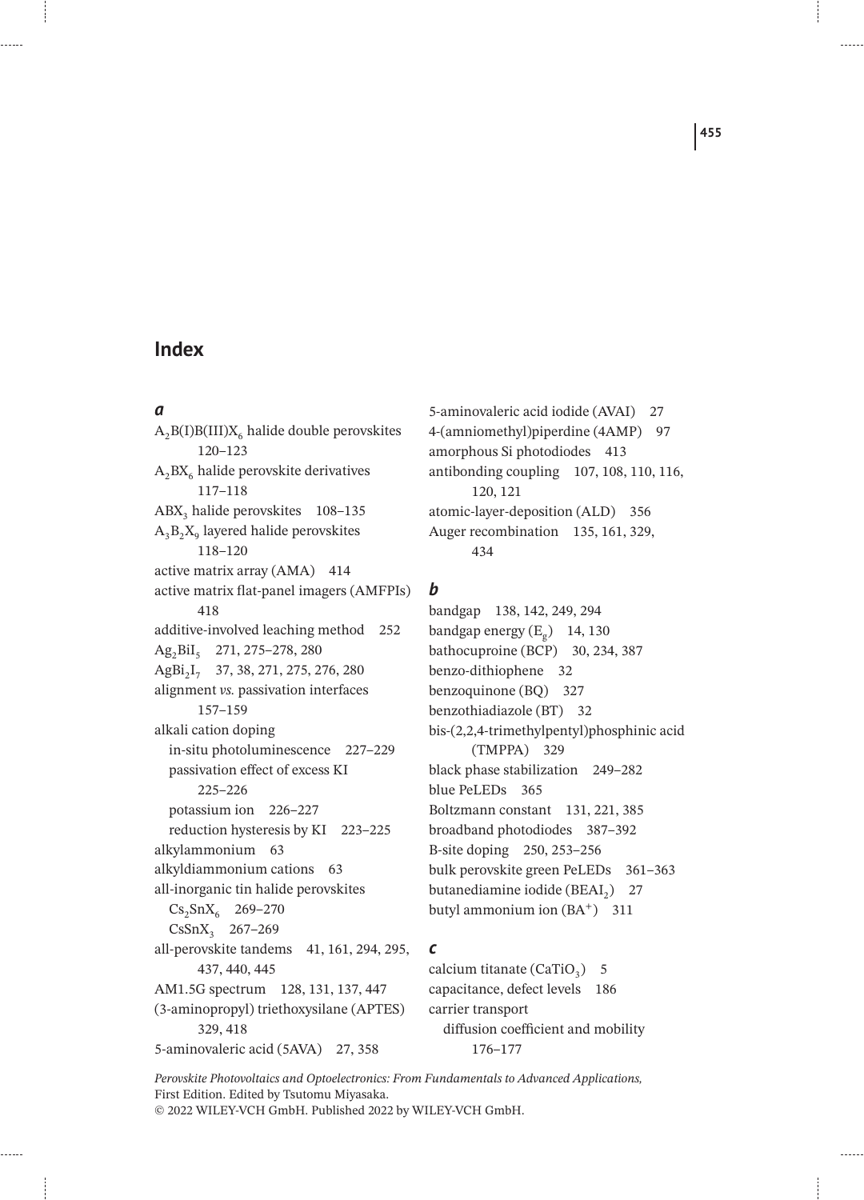# Index

## *a*

$A_2B(I)B(III)X_6$ halide double perovskites 120–123
$A_2BX_6$ halide perovskite derivatives 117–118
$ABX_3$ halide perovskites 108–135
$A_3B_2X_9$ layered halide perovskites 118–120
active matrix array (AMA) 414
active matrix flat-panel imagers (AMFPIs) 418
additive-involved leaching method 252
$Ag_2BiI_5$ 271, 275–278, 280
$AgBi_2I_7$ 37, 38, 271, 275, 276, 280
alignment *vs.* passivation interfaces 157–159
alkali cation doping
  in-situ photoluminescence 227–229
  passivation effect of excess KI 225–226
  potassium ion 226–227
  reduction hysteresis by KI 223–225
alkylammonium 63
alkyldiammonium cations 63
all-inorganic tin halide perovskites
  $Cs_2SnX_6$ 269–270
  $CsSnX_3$ 267–269
all-perovskite tandems 41, 161, 294, 295, 437, 440, 445
AM1.5G spectrum 128, 131, 137, 447
(3-aminopropyl) triethoxysilane (APTES) 329, 418
5-aminovaleric acid (5AVA) 27, 358
5-aminovaleric acid iodide (AVAI) 27
4-(amniomethyl)piperdine (4AMP) 97
amorphous Si photodiodes 413
antibonding coupling 107, 108, 110, 116, 120, 121
atomic-layer-deposition (ALD) 356
Auger recombination 135, 161, 329, 434

## *b*

bandgap 138, 142, 249, 294
bandgap energy ($E_g$) 14, 130
bathocuproine (BCP) 30, 234, 387
benzo-dithiophene 32
benzoquinone (BQ) 327
benzothiadiazole (BT) 32
bis-(2,2,4-trimethylpentyl)phosphinic acid (TMPPA) 329
black phase stabilization 249–282
blue PeLEDs 365
Boltzmann constant 131, 221, 385
broadband photodiodes 387–392
B-site doping 250, 253–256
bulk perovskite green PeLEDs 361–363
butanediamine iodide ($BEAI_2$) 27
butyl ammonium ion ($BA^+$) 311

## *c*

calcium titanate ($CaTiO_3$) 5
capacitance, defect levels 186
carrier transport
  diffusion coefficient and mobility 176–177

*Perovskite Photovoltaics and Optoelectronics: From Fundamentals to Advanced Applications,* First Edition. Edited by Tsutomu Miyasaka.
© 2022 WILEY-VCH GmbH. Published 2022 by WILEY-VCH GmbH.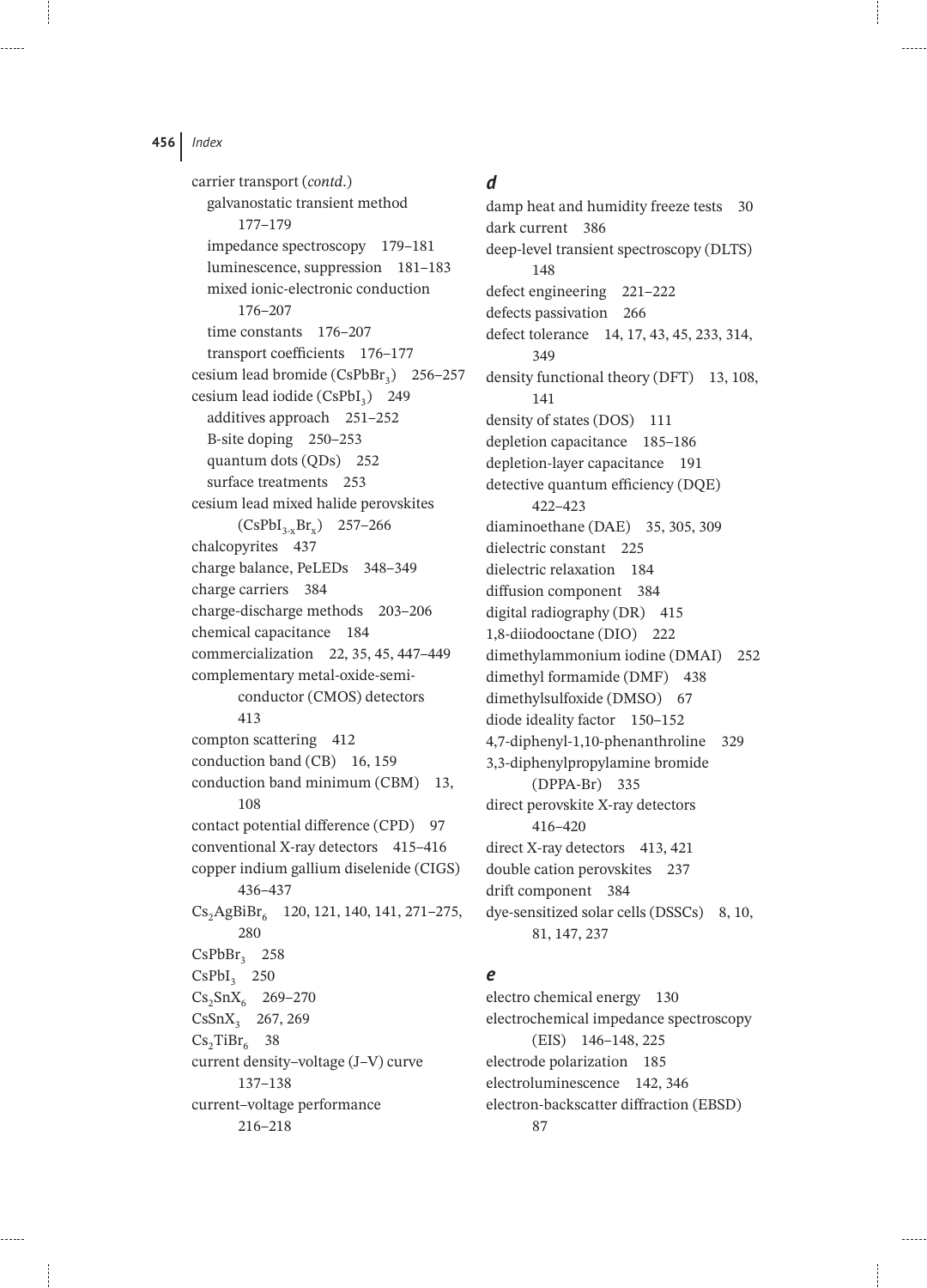carrier transport (*contd.*)
  galvanostatic transient method 177–179
  impedance spectroscopy 179–181
  luminescence, suppression 181–183
  mixed ionic-electronic conduction 176–207
  time constants 176–207
  transport coefficients 176–177
cesium lead bromide ($CsPbBr_3$) 256–257
cesium lead iodide ($CsPbI_3$) 249
  additives approach 251–252
  B-site doping 250–253
  quantum dots (QDs) 252
  surface treatments 253
cesium lead mixed halide perovskites ($CsPbI_{3-x}Br_x$) 257–266
chalcopyrites 437
charge balance, PeLEDs 348–349
charge carriers 384
charge-discharge methods 203–206
chemical capacitance 184
commercialization 22, 35, 45, 447–449
complementary metal-oxide-semi-conductor (CMOS) detectors 413
compton scattering 412
conduction band (CB) 16, 159
conduction band minimum (CBM) 13, 108
contact potential difference (CPD) 97
conventional X-ray detectors 415–416
copper indium gallium diselenide (CIGS) 436–437
$Cs_2AgBiBr_6$ 120, 121, 140, 141, 271–275, 280
$CsPbBr_3$ 258
$CsPbI_3$ 250
$Cs_2SnX_6$ 269–270
$CsSnX_3$ 267, 269
$Cs_2TiBr_6$ 38
current density–voltage (J–V) curve 137–138
current–voltage performance 216–218

## d

damp heat and humidity freeze tests 30
dark current 386
deep-level transient spectroscopy (DLTS) 148
defect engineering 221–222
defects passivation 266
defect tolerance 14, 17, 43, 45, 233, 314, 349
density functional theory (DFT) 13, 108, 141
density of states (DOS) 111
depletion capacitance 185–186
depletion-layer capacitance 191
detective quantum efficiency (DQE) 422–423
diaminoethane (DAE) 35, 305, 309
dielectric constant 225
dielectric relaxation 184
diffusion component 384
digital radiography (DR) 415
1,8-diiodooctane (DIO) 222
dimethylammonium iodine (DMAI) 252
dimethyl formamide (DMF) 438
dimethylsulfoxide (DMSO) 67
diode ideality factor 150–152
4,7-diphenyl-1,10-phenanthroline 329
3,3-diphenylpropylamine bromide (DPPA-Br) 335
direct perovskite X-ray detectors 416–420
direct X-ray detectors 413, 421
double cation perovskites 237
drift component 384
dye-sensitized solar cells (DSSCs) 8, 10, 81, 147, 237

## e

electro chemical energy 130
electrochemical impedance spectroscopy (EIS) 146–148, 225
electrode polarization 185
electroluminescence 142, 346
electron-backscatter diffraction (EBSD) 87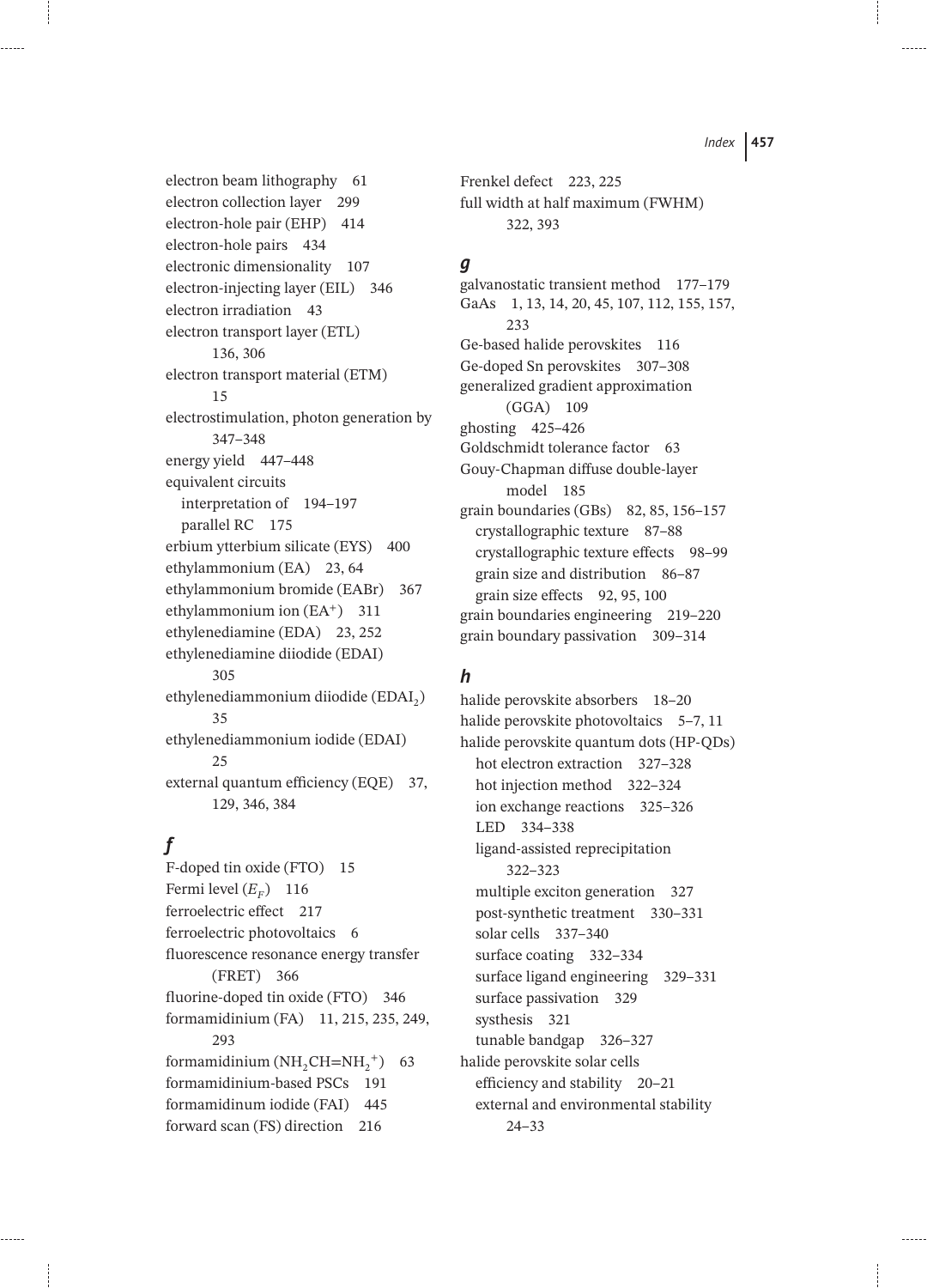electron beam lithography 61
electron collection layer 299
electron-hole pair (EHP) 414
electron-hole pairs 434
electronic dimensionality 107
electron-injecting layer (EIL) 346
electron irradiation 43
electron transport layer (ETL) 136, 306
electron transport material (ETM) 15
electrostimulation, photon generation by 347–348
energy yield 447–448
equivalent circuits
  interpretation of 194–197
  parallel RC 175
erbium ytterbium silicate (EYS) 400
ethylammonium (EA) 23, 64
ethylammonium bromide (EABr) 367
ethylammonium ion ($EA^+$) 311
ethylenediamine (EDA) 23, 252
ethylenediamine diiodide (EDAI) 305
ethylenediammonium diiodide ($EDAI_2$) 35
ethylenediammonium iodide (EDAI) 25
external quantum efficiency (EQE) 37, 129, 346, 384

## f

F-doped tin oxide (FTO) 15
Fermi level ($E_F$) 116
ferroelectric effect 217
ferroelectric photovoltaics 6
fluorescence resonance energy transfer (FRET) 366
fluorine-doped tin oxide (FTO) 346
formamidinium (FA) 11, 215, 235, 249, 293
formamidinium ($NH_2CH{=}NH_2^+$) 63
formamidinium-based PSCs 191
formamidinum iodide (FAI) 445
forward scan (FS) direction 216
Frenkel defect 223, 225
full width at half maximum (FWHM) 322, 393

## g

galvanostatic transient method 177–179
GaAs 1, 13, 14, 20, 45, 107, 112, 155, 157, 233
Ge-based halide perovskites 116
Ge-doped Sn perovskites 307–308
generalized gradient approximation (GGA) 109
ghosting 425–426
Goldschmidt tolerance factor 63
Gouy-Chapman diffuse double-layer model 185
grain boundaries (GBs) 82, 85, 156–157
  crystallographic texture 87–88
  crystallographic texture effects 98–99
  grain size and distribution 86–87
  grain size effects 92, 95, 100
grain boundaries engineering 219–220
grain boundary passivation 309–314

## h

halide perovskite absorbers 18–20
halide perovskite photovoltaics 5–7, 11
halide perovskite quantum dots (HP-QDs)
  hot electron extraction 327–328
  hot injection method 322–324
  ion exchange reactions 325–326
  LED 334–338
  ligand-assisted reprecipitation 322–323
  multiple exciton generation 327
  post-synthetic treatment 330–331
  solar cells 337–340
  surface coating 332–334
  surface ligand engineering 329–331
  surface passivation 329
  systhesis 321
  tunable bandgap 326–327
halide perovskite solar cells
  efficiency and stability 20–21
  external and environmental stability 24–33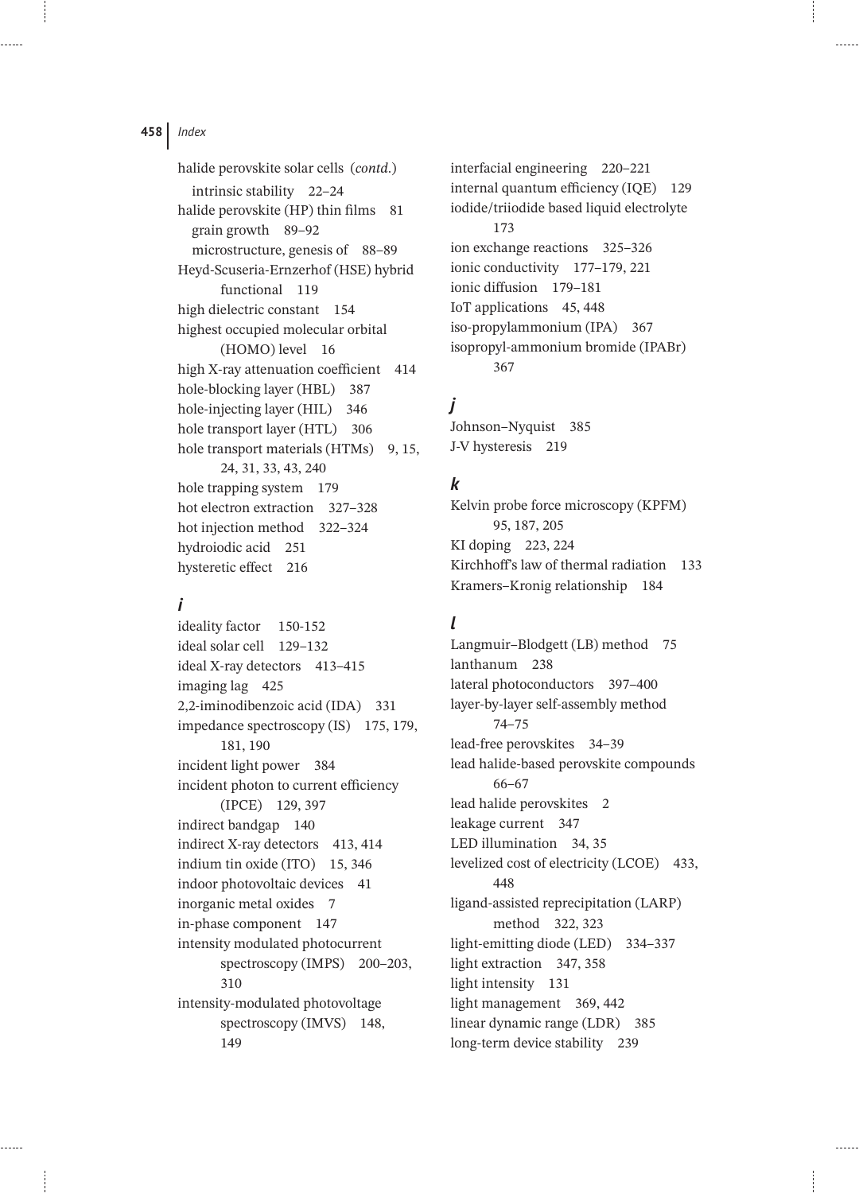halide perovskite solar cells (*contd.*)
  intrinsic stability 22–24
halide perovskite (HP) thin films 81
  grain growth 89–92
  microstructure, genesis of 88–89
Heyd-Scuseria-Ernzerhof (HSE) hybrid functional 119
high dielectric constant 154
highest occupied molecular orbital (HOMO) level 16
high X-ray attenuation coefficient 414
hole-blocking layer (HBL) 387
hole-injecting layer (HIL) 346
hole transport layer (HTL) 306
hole transport materials (HTMs) 9, 15, 24, 31, 33, 43, 240
hole trapping system 179
hot electron extraction 327–328
hot injection method 322–324
hydroiodic acid 251
hysteretic effect 216

## *i*

ideality factor 150-152
ideal solar cell 129–132
ideal X-ray detectors 413–415
imaging lag 425
2,2-iminodibenzoic acid (IDA) 331
impedance spectroscopy (IS) 175, 179, 181, 190
incident light power 384
incident photon to current efficiency (IPCE) 129, 397
indirect bandgap 140
indirect X-ray detectors 413, 414
indium tin oxide (ITO) 15, 346
indoor photovoltaic devices 41
inorganic metal oxides 7
in-phase component 147
intensity modulated photocurrent spectroscopy (IMPS) 200–203, 310
intensity-modulated photovoltage spectroscopy (IMVS) 148, 149
interfacial engineering 220–221
internal quantum efficiency (IQE) 129
iodide/triiodide based liquid electrolyte 173
ion exchange reactions 325–326
ionic conductivity 177–179, 221
ionic diffusion 179–181
IoT applications 45, 448
iso-propylammonium (IPA) 367
isopropyl-ammonium bromide (IPABr) 367

## *j*

Johnson–Nyquist 385
J-V hysteresis 219

## *k*

Kelvin probe force microscopy (KPFM) 95, 187, 205
KI doping 223, 224
Kirchhoff's law of thermal radiation 133
Kramers–Kronig relationship 184

## *l*

Langmuir–Blodgett (LB) method 75
lanthanum 238
lateral photoconductors 397–400
layer-by-layer self-assembly method 74–75
lead-free perovskites 34–39
lead halide-based perovskite compounds 66–67
lead halide perovskites 2
leakage current 347
LED illumination 34, 35
levelized cost of electricity (LCOE) 433, 448
ligand-assisted reprecipitation (LARP) method 322, 323
light-emitting diode (LED) 334–337
light extraction 347, 358
light intensity 131
light management 369, 442
linear dynamic range (LDR) 385
long-term device stability 239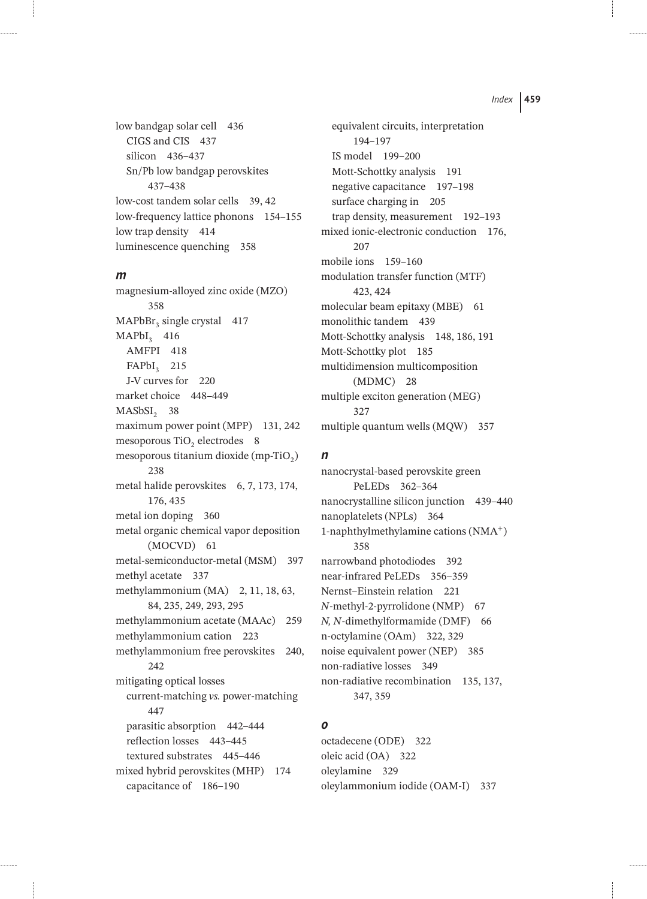low bandgap solar cell 436
- CIGS and CIS 437
- silicon 436–437
- Sn/Pb low bandgap perovskites 437–438

low-cost tandem solar cells 39, 42
low-frequency lattice phonons 154–155
low trap density 414
luminescence quenching 358

### *m*

magnesium-alloyed zinc oxide (MZO) 358
$MAPbBr_3$ single crystal 417
$MAPbI_3$ 416
- AMFPI 418
- $FAPbI_3$ 215
- J-V curves for 220

market choice 448–449
$MASbSI_2$ 38
maximum power point (MPP) 131, 242
mesoporous $TiO_2$ electrodes 8
mesoporous titanium dioxide (mp-$TiO_2$) 238
metal halide perovskites 6, 7, 173, 174, 176, 435
metal ion doping 360
metal organic chemical vapor deposition (MOCVD) 61
metal-semiconductor-metal (MSM) 397
methyl acetate 337
methylammonium (MA) 2, 11, 18, 63, 84, 235, 249, 293, 295
methylammonium acetate (MAAc) 259
methylammonium cation 223
methylammonium free perovskites 240, 242
mitigating optical losses
- current-matching *vs.* power-matching 447
- parasitic absorption 442–444
- reflection losses 443–445
- textured substrates 445–446

mixed hybrid perovskites (MHP) 174
- capacitance of 186–190
- equivalent circuits, interpretation 194–197
- IS model 199–200
- Mott-Schottky analysis 191
- negative capacitance 197–198
- surface charging in 205
- trap density, measurement 192–193

mixed ionic-electronic conduction 176, 207
mobile ions 159–160
modulation transfer function (MTF) 423, 424
molecular beam epitaxy (MBE) 61
monolithic tandem 439
Mott-Schottky analysis 148, 186, 191
Mott-Schottky plot 185
multidimension multicomposition (MDMC) 28
multiple exciton generation (MEG) 327
multiple quantum wells (MQW) 357

### *n*

nanocrystal-based perovskite green PeLEDs 362–364
nanocrystalline silicon junction 439–440
nanoplatelets (NPLs) 364
1-naphthylmethylamine cations ($NMA^+$) 358
narrowband photodiodes 392
near-infrared PeLEDs 356–359
Nernst–Einstein relation 221
*N*-methyl-2-pyrrolidone (NMP) 67
*N, N*-dimethylformamide (DMF) 66
n-octylamine (OAm) 322, 329
noise equivalent power (NEP) 385
non-radiative losses 349
non-radiative recombination 135, 137, 347, 359

### *o*

octadecene (ODE) 322
oleic acid (OA) 322
oleylamine 329
oleylammonium iodide (OAM-I) 337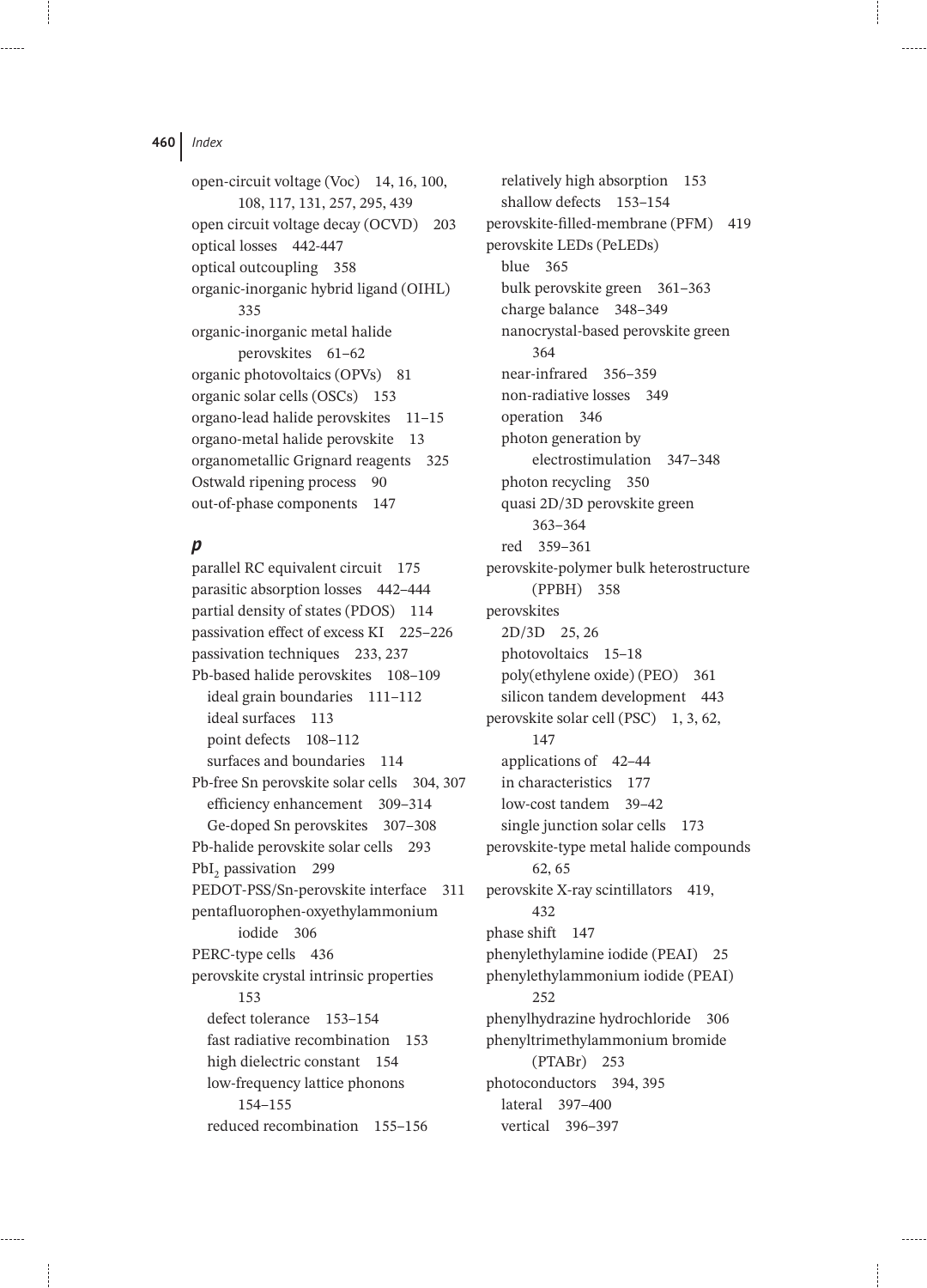open-circuit voltage (Voc) 14, 16, 100, 108, 117, 131, 257, 295, 439
open circuit voltage decay (OCVD) 203
optical losses 442-447
optical outcoupling 358
organic-inorganic hybrid ligand (OIHL) 335
organic-inorganic metal halide perovskites 61–62
organic photovoltaics (OPVs) 81
organic solar cells (OSCs) 153
organo-lead halide perovskites 11–15
organo-metal halide perovskite 13
organometallic Grignard reagents 325
Ostwald ripening process 90
out-of-phase components 147

## p

parallel RC equivalent circuit 175
parasitic absorption losses 442–444
partial density of states (PDOS) 114
passivation effect of excess KI 225–226
passivation techniques 233, 237
Pb-based halide perovskites 108–109
- ideal grain boundaries 111–112
- ideal surfaces 113
- point defects 108–112
- surfaces and boundaries 114

Pb-free Sn perovskite solar cells 304, 307
- efficiency enhancement 309–314
- Ge-doped Sn perovskites 307–308

Pb-halide perovskite solar cells 293
$PbI_2$ passivation 299
PEDOT-PSS/Sn-perovskite interface 311
pentafluorophen-oxyethylammonium iodide 306
PERC-type cells 436
perovskite crystal intrinsic properties 153
- defect tolerance 153–154
- fast radiative recombination 153
- high dielectric constant 154
- low-frequency lattice phonons 154–155
- reduced recombination 155–156
- relatively high absorption 153
- shallow defects 153–154

perovskite-filled-membrane (PFM) 419
perovskite LEDs (PeLEDs)
- blue 365
- bulk perovskite green 361–363
- charge balance 348–349
- nanocrystal-based perovskite green 364
- near-infrared 356–359
- non-radiative losses 349
- operation 346
- photon generation by electrostimulation 347–348
- photon recycling 350
- quasi 2D/3D perovskite green 363–364
- red 359–361

perovskite-polymer bulk heterostructure (PPBH) 358
perovskites
- 2D/3D 25, 26
- photovoltaics 15–18
- poly(ethylene oxide) (PEO) 361
- silicon tandem development 443

perovskite solar cell (PSC) 1, 3, 62, 147
- applications of 42–44
- in characteristics 177
- low-cost tandem 39–42
- single junction solar cells 173

perovskite-type metal halide compounds 62, 65
perovskite X-ray scintillators 419, 432
phase shift 147
phenylethylamine iodide (PEAI) 25
phenylethylammonium iodide (PEAI) 252
phenylhydrazine hydrochloride 306
phenyltrimethylammonium bromide (PTABr) 253
photoconductors 394, 395
- lateral 397–400
- vertical 396–397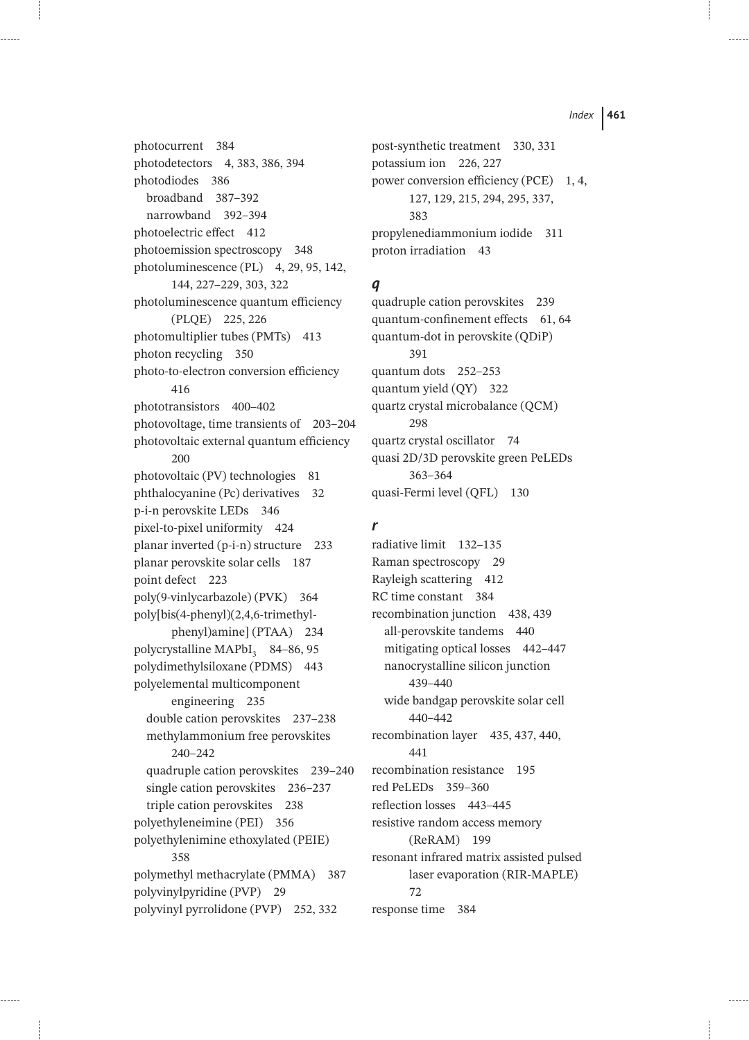photocurrent 384
photodetectors 4, 383, 386, 394
photodiodes 386
  broadband 387–392
  narrowband 392–394
photoelectric effect 412
photoemission spectroscopy 348
photoluminescence (PL) 4, 29, 95, 142, 144, 227–229, 303, 322
photoluminescence quantum efficiency (PLQE) 225, 226
photomultiplier tubes (PMTs) 413
photon recycling 350
photo-to-electron conversion efficiency 416
phototransistors 400–402
photovoltage, time transients of 203–204
photovoltaic external quantum efficiency 200
photovoltaic (PV) technologies 81
phthalocyanine (Pc) derivatives 32
p-i-n perovskite LEDs 346
pixel-to-pixel uniformity 424
planar inverted (p-i-n) structure 233
planar perovskite solar cells 187
point defect 223
poly(9-vinlycarbazole) (PVK) 364
poly[bis(4-phenyl)(2,4,6-trimethyl-phenyl)amine] (PTAA) 234
polycrystalline $MAPbI_3$ 84–86, 95
polydimethylsiloxane (PDMS) 443
polyelemental multicomponent engineering 235
  double cation perovskites 237–238
  methylammonium free perovskites 240–242
  quadruple cation perovskites 239–240
  single cation perovskites 236–237
  triple cation perovskites 238
polyethyleneimine (PEI) 356
polyethylenimine ethoxylated (PEIE) 358
polymethyl methacrylate (PMMA) 387
polyvinylpyridine (PVP) 29
polyvinyl pyrrolidone (PVP) 252, 332
post-synthetic treatment 330, 331
potassium ion 226, 227
power conversion efficiency (PCE) 1, 4, 127, 129, 215, 294, 295, 337, 383
propylenediammonium iodide 311
proton irradiation 43

### *q*

quadruple cation perovskites 239
quantum-confinement effects 61, 64
quantum-dot in perovskite (QDiP) 391
quantum dots 252–253
quantum yield (QY) 322
quartz crystal microbalance (QCM) 298
quartz crystal oscillator 74
quasi 2D/3D perovskite green PeLEDs 363–364
quasi-Fermi level (QFL) 130

### *r*

radiative limit 132–135
Raman spectroscopy 29
Rayleigh scattering 412
RC time constant 384
recombination junction 438, 439
  all-perovskite tandems 440
  mitigating optical losses 442–447
  nanocrystalline silicon junction 439–440
  wide bandgap perovskite solar cell 440–442
recombination layer 435, 437, 440, 441
recombination resistance 195
red PeLEDs 359–360
reflection losses 443–445
resistive random access memory (ReRAM) 199
resonant infrared matrix assisted pulsed laser evaporation (RIR-MAPLE) 72
response time 384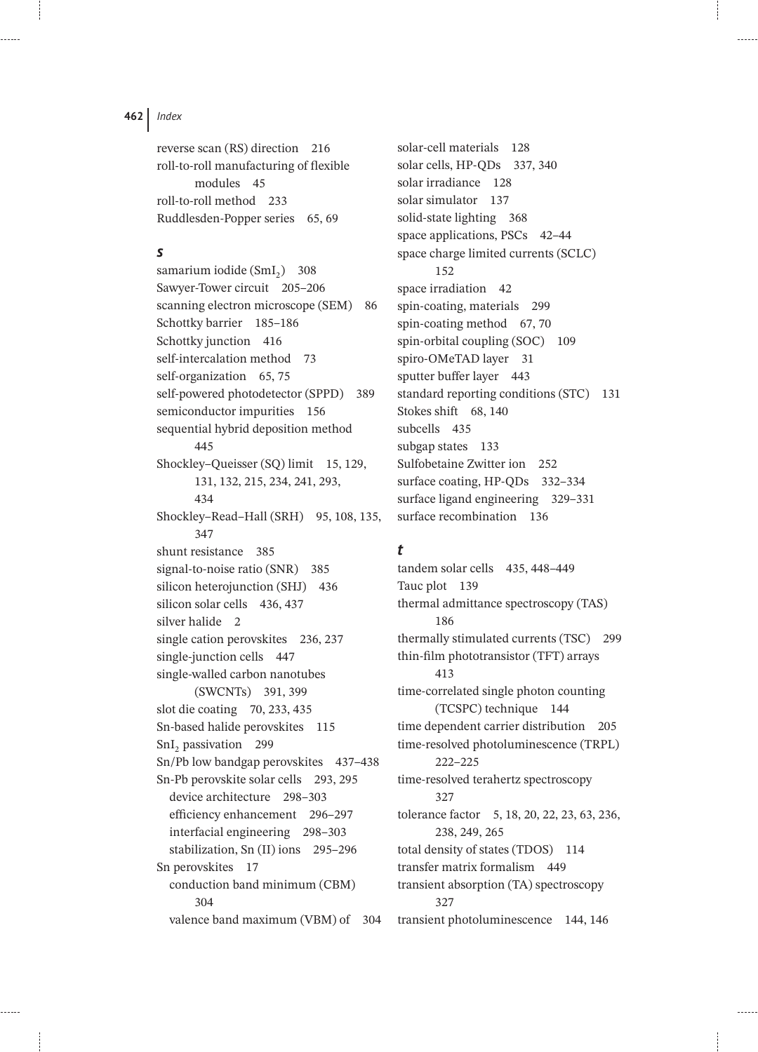reverse scan (RS) direction 216
roll-to-roll manufacturing of flexible modules 45
roll-to-roll method 233
Ruddlesden-Popper series 65, 69

### *s*

samarium iodide ($SmI_2$) 308
Sawyer-Tower circuit 205–206
scanning electron microscope (SEM) 86
Schottky barrier 185–186
Schottky junction 416
self-intercalation method 73
self-organization 65, 75
self-powered photodetector (SPPD) 389
semiconductor impurities 156
sequential hybrid deposition method 445
Shockley–Queisser (SQ) limit 15, 129, 131, 132, 215, 234, 241, 293, 434
Shockley–Read–Hall (SRH) 95, 108, 135, 347
shunt resistance 385
signal-to-noise ratio (SNR) 385
silicon heterojunction (SHJ) 436
silicon solar cells 436, 437
silver halide 2
single cation perovskites 236, 237
single-junction cells 447
single-walled carbon nanotubes (SWCNTs) 391, 399
slot die coating 70, 233, 435
Sn-based halide perovskites 115
$SnI_2$ passivation 299
Sn/Pb low bandgap perovskites 437–438
Sn-Pb perovskite solar cells 293, 295
  device architecture 298–303
  efficiency enhancement 296–297
  interfacial engineering 298–303
  stabilization, Sn (II) ions 295–296
Sn perovskites 17
  conduction band minimum (CBM) 304
  valence band maximum (VBM) of 304
solar-cell materials 128
solar cells, HP-QDs 337, 340
solar irradiance 128
solar simulator 137
solid-state lighting 368
space applications, PSCs 42–44
space charge limited currents (SCLC) 152
space irradiation 42
spin-coating, materials 299
spin-coating method 67, 70
spin-orbital coupling (SOC) 109
spiro-OMeTAD layer 31
sputter buffer layer 443
standard reporting conditions (STC) 131
Stokes shift 68, 140
subcells 435
subgap states 133
Sulfobetaine Zwitter ion 252
surface coating, HP-QDs 332–334
surface ligand engineering 329–331
surface recombination 136

### *t*

tandem solar cells 435, 448–449
Tauc plot 139
thermal admittance spectroscopy (TAS) 186
thermally stimulated currents (TSC) 299
thin-film phototransistor (TFT) arrays 413
time-correlated single photon counting (TCSPC) technique 144
time dependent carrier distribution 205
time-resolved photoluminescence (TRPL) 222–225
time-resolved terahertz spectroscopy 327
tolerance factor 5, 18, 20, 22, 23, 63, 236, 238, 249, 265
total density of states (TDOS) 114
transfer matrix formalism 449
transient absorption (TA) spectroscopy 327
transient photoluminescence 144, 146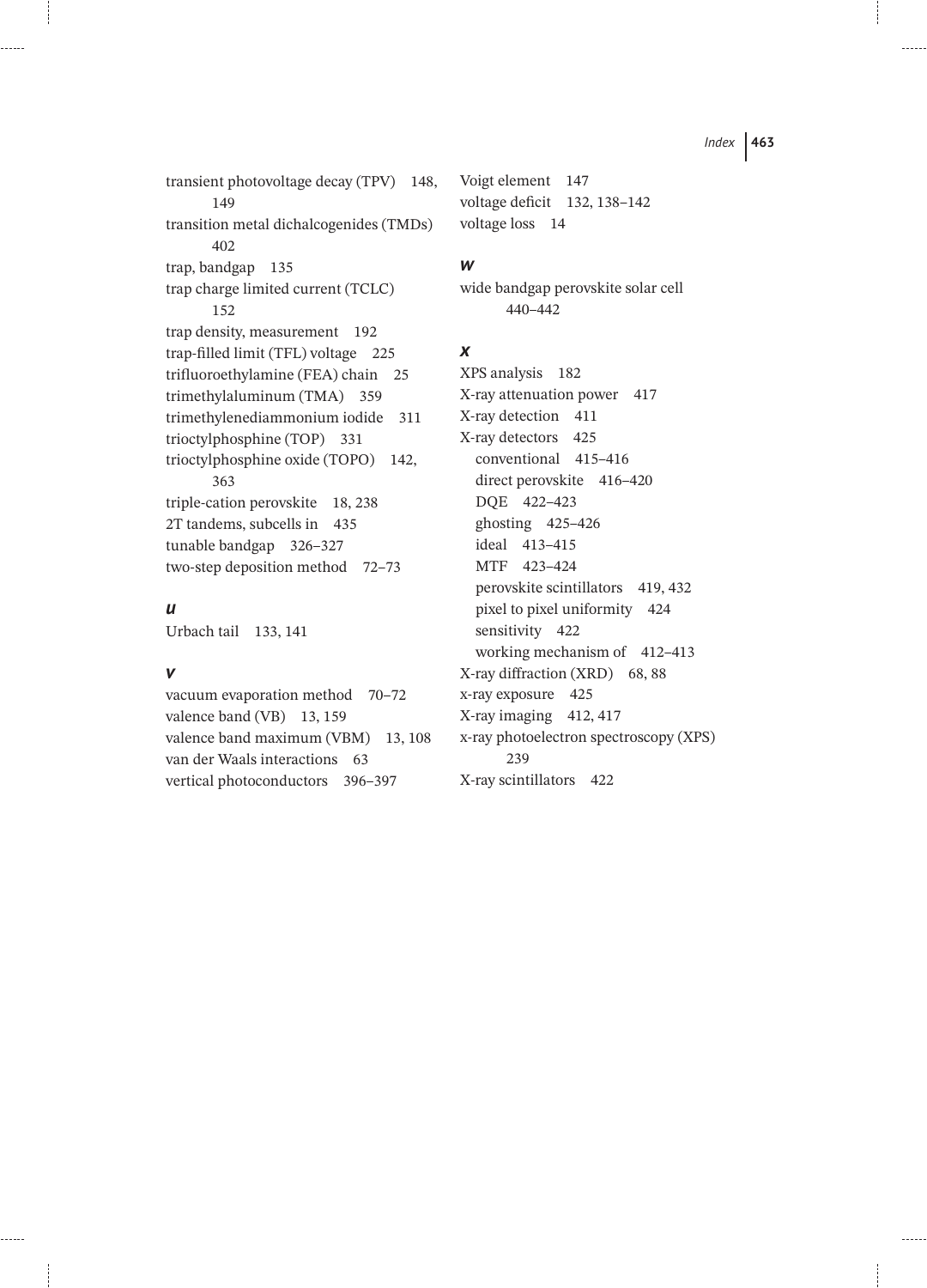transient photovoltage decay (TPV) 148, 149
transition metal dichalcogenides (TMDs) 402
trap, bandgap 135
trap charge limited current (TCLC) 152
trap density, measurement 192
trap-filled limit (TFL) voltage 225
trifluoroethylamine (FEA) chain 25
trimethylaluminum (TMA) 359
trimethylenediammonium iodide 311
trioctylphosphine (TOP) 331
trioctylphosphine oxide (TOPO) 142, 363
triple-cation perovskite 18, 238
2T tandems, subcells in 435
tunable bandgap 326–327
two-step deposition method 72–73

### *u*

Urbach tail 133, 141

### *v*

vacuum evaporation method 70–72
valence band (VB) 13, 159
valence band maximum (VBM) 13, 108
van der Waals interactions 63
vertical photoconductors 396–397
Voigt element 147
voltage deficit 132, 138–142
voltage loss 14

### *w*

wide bandgap perovskite solar cell 440–442

### *x*

XPS analysis 182
X-ray attenuation power 417
X-ray detection 411
X-ray detectors 425
- conventional 415–416
- direct perovskite 416–420
- DQE 422–423
- ghosting 425–426
- ideal 413–415
- MTF 423–424
- perovskite scintillators 419, 432
- pixel to pixel uniformity 424
- sensitivity 422
- working mechanism of 412–413

X-ray diffraction (XRD) 68, 88
x-ray exposure 425
X-ray imaging 412, 417
x-ray photoelectron spectroscopy (XPS) 239
X-ray scintillators 422